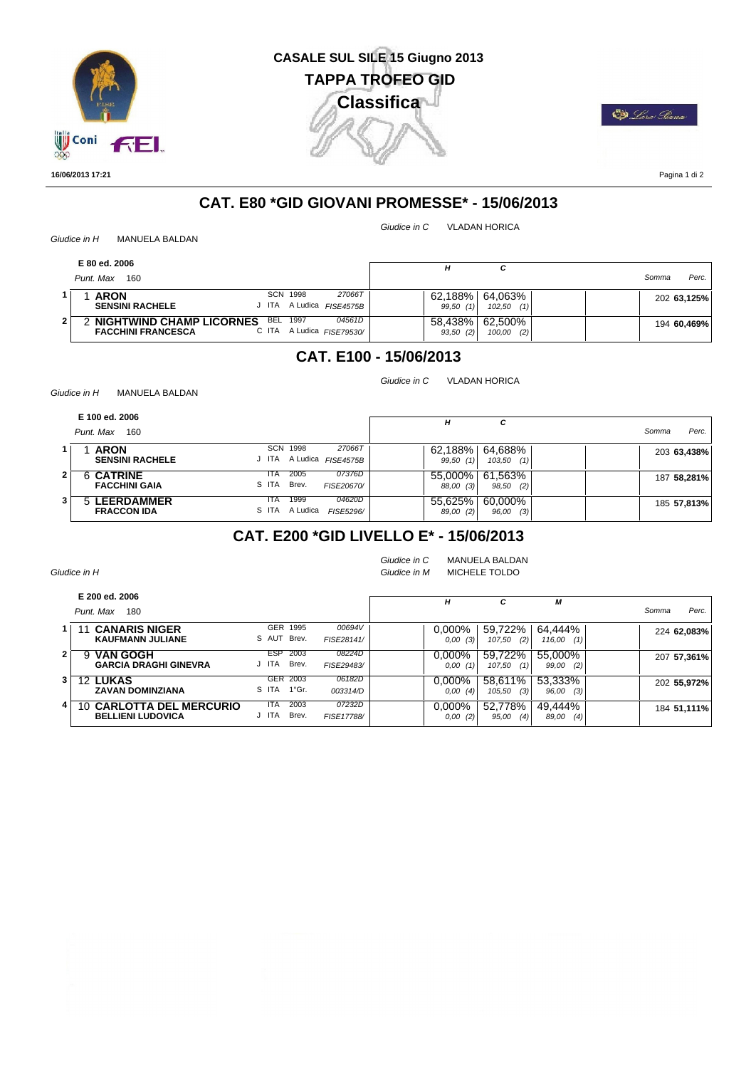# CASALE SUL SILE 15 Giugno 2013

## TAPPA TROFEO GID

### Classifica

16/06/2013 17:21

## CAT. E80 *GID GIOVANI PROMESSE* - 15/06/2013

*Giudice in H* MANUELA BALDAN
*Giudice in C* VLADAN HORICA

**E 80 ed. 2006**
*Punt. Max* 160

| | | | | H | C | Somma | Perc. |
|---|---|---|---|---|---|---|---|
| 1 | 1 **ARON** / **SENSINI RACHELE** | SCN 1998 / J ITA A Ludica | 27066T / FISE4575B | 62,188% / 99,50 (1) | 64,063% / 102,50 (1) | 202 | **63,125%** |
| 2 | 2 **NIGHTWIND CHAMP LICORNES** / **FACCHINI FRANCESCA** | BEL 1997 / C ITA A Ludica | 04561D / FISE79530/ | 58,438% / 93,50 (2) | 62,500% / 100,00 (2) | 194 | **60,469%** |

## CAT. E100 - 15/06/2013

*Giudice in H* MANUELA BALDAN
*Giudice in C* VLADAN HORICA

**E 100 ed. 2006**
*Punt. Max* 160

| | | | | H | C | Somma | Perc. |
|---|---|---|---|---|---|---|---|
| 1 | 1 **ARON** / **SENSINI RACHELE** | SCN 1998 / J ITA A Ludica | 27066T / FISE4575B | 62,188% / 99,50 (1) | 64,688% / 103,50 (1) | 203 | **63,438%** |
| 2 | 6 **CATRINE** / **FACCHINI GAIA** | ITA 2005 / S ITA Brev. | 07376D / FISE20670/ | 55,000% / 88,00 (3) | 61,563% / 98,50 (2) | 187 | **58,281%** |
| 3 | 5 **LEERDAMMER** / **FRACCON IDA** | ITA 1999 / S ITA A Ludica | 04620D / FISE5296/ | 55,625% / 89,00 (2) | 60,000% / 96,00 (3) | 185 | **57,813%** |

## CAT. E200 *GID LIVELLO E* - 15/06/2013

*Giudice in H*
*Giudice in C* MANUELA BALDAN
*Giudice in M* MICHELE TOLDO

**E 200 ed. 2006**
*Punt. Max* 180

| | | | | H | C | M | Somma | Perc. |
|---|---|---|---|---|---|---|---|---|
| 1 | 11 **CANARIS NIGER** / **KAUFMANN JULIANE** | GER 1995 / S AUT Brev. | 00694V / FISE28141/ | 0,000% / 0,00 (3) | 59,722% / 107,50 (2) | 64,444% / 116,00 (1) | 224 | **62,083%** |
| 2 | 9 **VAN GOGH** / **GARCIA DRAGHI GINEVRA** | ESP 2003 / J ITA Brev. | 08224D / FISE29483/ | 0,000% / 0,00 (1) | 59,722% / 107,50 (1) | 55,000% / 99,00 (2) | 207 | **57,361%** |
| 3 | 12 **LUKAS** / **ZAVAN DOMINZIANA** | GER 2003 / S ITA 1°Gr. | 06182D / 003314/D | 0,000% / 0,00 (4) | 58,611% / 105,50 (3) | 53,333% / 96,00 (3) | 202 | **55,972%** |
| 4 | 10 **CARLOTTA DEL MERCURIO** / **BELLIENI LUDOVICA** | ITA 2003 / J ITA Brev. | 07232D / FISE17788/ | 0,000% / 0,00 (2) | 52,778% / 95,00 (4) | 49,444% / 89,00 (4) | 184 | **51,111%** |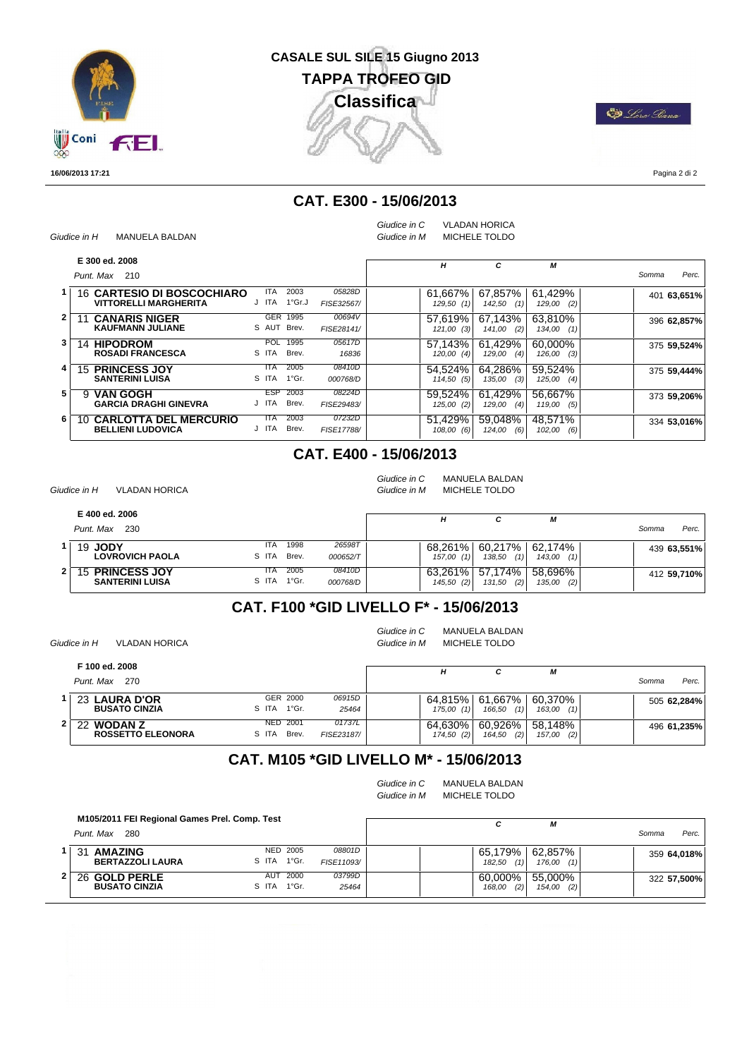# CASALE SUL SILE 15 Giugno 2013
## TAPPA TROFEO GID
## Classifica

16/06/2013 17:21

## CAT. E300 - 15/06/2013

*Giudice in H* MANUELA BALDAN
*Giudice in C* VLADAN HORICA
*Giudice in M* MICHELE TOLDO

**E 300 ed. 2008**
*Punt. Max* 210

| | | | | | H | C | M | Somma | Perc. |
|---|---|---|---|---|---|---|---|---|---|
| 1 | 16 **CARTESIO DI BOSCOCHIARO** / **VITTORELLI MARGHERITA** | ITA 2003 / J ITA 1°Gr.J | 05828D / FISE32567/ | | 61,667% 129,50 (1) | 67,857% 142,50 (1) | 61,429% 129,00 (2) | 401 | **63,651%** |
| 2 | 11 **CANARIS NIGER** / **KAUFMANN JULIANE** | GER 1995 / S AUT Brev. | 00694V / FISE28141/ | | 57,619% 121,00 (3) | 67,143% 141,00 (2) | 63,810% 134,00 (1) | 396 | **62,857%** |
| 3 | 14 **HIPODROM** / **ROSADI FRANCESCA** | POL 1995 / S ITA Brev. | 05617D / 16836 | | 57,143% 120,00 (4) | 61,429% 129,00 (4) | 60,000% 126,00 (3) | 375 | **59,524%** |
| 4 | 15 **PRINCESS JOY** / **SANTERINI LUISA** | ITA 2005 / S ITA 1°Gr. | 08410D / 000768/D | | 54,524% 114,50 (5) | 64,286% 135,00 (3) | 59,524% 125,00 (4) | 375 | **59,444%** |
| 5 | 9 **VAN GOGH** / **GARCIA DRAGHI GINEVRA** | ESP 2003 / J ITA Brev. | 08224D / FISE29483/ | | 59,524% 125,00 (2) | 61,429% 129,00 (4) | 56,667% 119,00 (5) | 373 | **59,206%** |
| 6 | 10 **CARLOTTA DEL MERCURIO** / **BELLIENI LUDOVICA** | ITA 2003 / J ITA Brev. | 07232D / FISE17788/ | | 51,429% 108,00 (6) | 59,048% 124,00 (6) | 48,571% 102,00 (6) | 334 | **53,016%** |

## CAT. E400 - 15/06/2013

*Giudice in H* VLADAN HORICA
*Giudice in C* MANUELA BALDAN
*Giudice in M* MICHELE TOLDO

**E 400 ed. 2006**
*Punt. Max* 230

| | | | | | H | C | M | Somma | Perc. |
|---|---|---|---|---|---|---|---|---|---|
| 1 | 19 **JODY** / **LOVROVICH PAOLA** | ITA 1998 / S ITA Brev. | 26598T / 000652/T | | 68,261% 157,00 (1) | 60,217% 138,50 (1) | 62,174% 143,00 (1) | 439 | **63,551%** |
| 2 | 15 **PRINCESS JOY** / **SANTERINI LUISA** | ITA 2005 / S ITA 1°Gr. | 08410D / 000768/D | | 63,261% 145,50 (2) | 57,174% 131,50 (2) | 58,696% 135,00 (2) | 412 | **59,710%** |

## CAT. F100 *GID LIVELLO F* - 15/06/2013

*Giudice in H* VLADAN HORICA
*Giudice in C* MANUELA BALDAN
*Giudice in M* MICHELE TOLDO

**F 100 ed. 2008**
*Punt. Max* 270

| | | | | | H | C | M | Somma | Perc. |
|---|---|---|---|---|---|---|---|---|---|
| 1 | 23 **LAURA D'OR** / **BUSATO CINZIA** | GER 2000 / S ITA 1°Gr. | 06915D / 25464 | | 64,815% 175,00 (1) | 61,667% 166,50 (1) | 60,370% 163,00 (1) | 505 | **62,284%** |
| 2 | 22 **WODAN Z** / **ROSSETTO ELEONORA** | NED 2001 / S ITA Brev. | 01737L / FISE23187/ | | 64,630% 174,50 (2) | 60,926% 164,50 (2) | 58,148% 157,00 (2) | 496 | **61,235%** |

## CAT. M105 *GID LIVELLO M* - 15/06/2013

*Giudice in C* MANUELA BALDAN
*Giudice in M* MICHELE TOLDO

**M105/2011 FEI Regional Games Prel. Comp. Test**
*Punt. Max* 280

| | | | | | | C | M | Somma | Perc. |
|---|---|---|---|---|---|---|---|---|---|
| 1 | 31 **AMAZING** / **BERTAZZOLI LAURA** | NED 2005 / S ITA 1°Gr. | 08801D / FISE11093/ | | | 65,179% 182,50 (1) | 62,857% 176,00 (1) | 359 | **64,018%** |
| 2 | 26 **GOLD PERLE** / **BUSATO CINZIA** | AUT 2000 / S ITA 1°Gr. | 03799D / 25464 | | | 60,000% 168,00 (2) | 55,000% 154,00 (2) | 322 | **57,500%** |